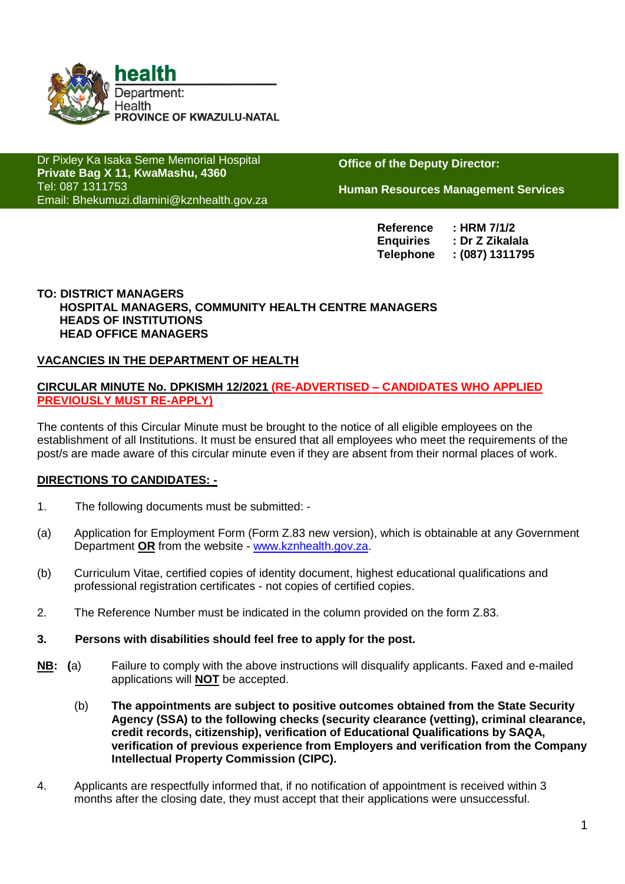**health**
Department:
Health
**PROVINCE OF KWAZULU-NATAL**

Dr Pixley Ka Isaka Seme Memorial Hospital
**Private Bag X 11, KwaMashu, 4360**
Tel: 087 1311753
Email: Bhekumuzi.dlamini@kznhealth.gov.za

**Office of the Deputy Director:**

**Human Resources Management Services**

**Reference : HRM 7/1/2**
**Enquiries : Dr Z Zikalala**
**Telephone : (087) 1311795**

**TO: DISTRICT MANAGERS**
**HOSPITAL MANAGERS, COMMUNITY HEALTH CENTRE MANAGERS**
**HEADS OF INSTITUTIONS**
**HEAD OFFICE MANAGERS**

**VACANCIES IN THE DEPARTMENT OF HEALTH**

**CIRCULAR MINUTE No. DPKISMH 12/2021 (RE-ADVERTISED – CANDIDATES WHO APPLIED PREVIOUSLY MUST RE-APPLY)**

The contents of this Circular Minute must be brought to the notice of all eligible employees on the establishment of all Institutions. It must be ensured that all employees who meet the requirements of the post/s are made aware of this circular minute even if they are absent from their normal places of work.

**DIRECTIONS TO CANDIDATES: -**

1. The following documents must be submitted: -

(a) Application for Employment Form (Form Z.83 new version), which is obtainable at any Government Department **OR** from the website - www.kznhealth.gov.za.

(b) Curriculum Vitae, certified copies of identity document, highest educational qualifications and professional registration certificates - not copies of certified copies.

2. The Reference Number must be indicated in the column provided on the form Z.83.

**3. Persons with disabilities should feel free to apply for the post.**

**NB: (a)** Failure to comply with the above instructions will disqualify applicants. Faxed and e-mailed applications will **NOT** be accepted.

(b) **The appointments are subject to positive outcomes obtained from the State Security Agency (SSA) to the following checks (security clearance (vetting), criminal clearance, credit records, citizenship), verification of Educational Qualifications by SAQA, verification of previous experience from Employers and verification from the Company Intellectual Property Commission (CIPC).**

4. Applicants are respectfully informed that, if no notification of appointment is received within 3 months after the closing date, they must accept that their applications were unsuccessful.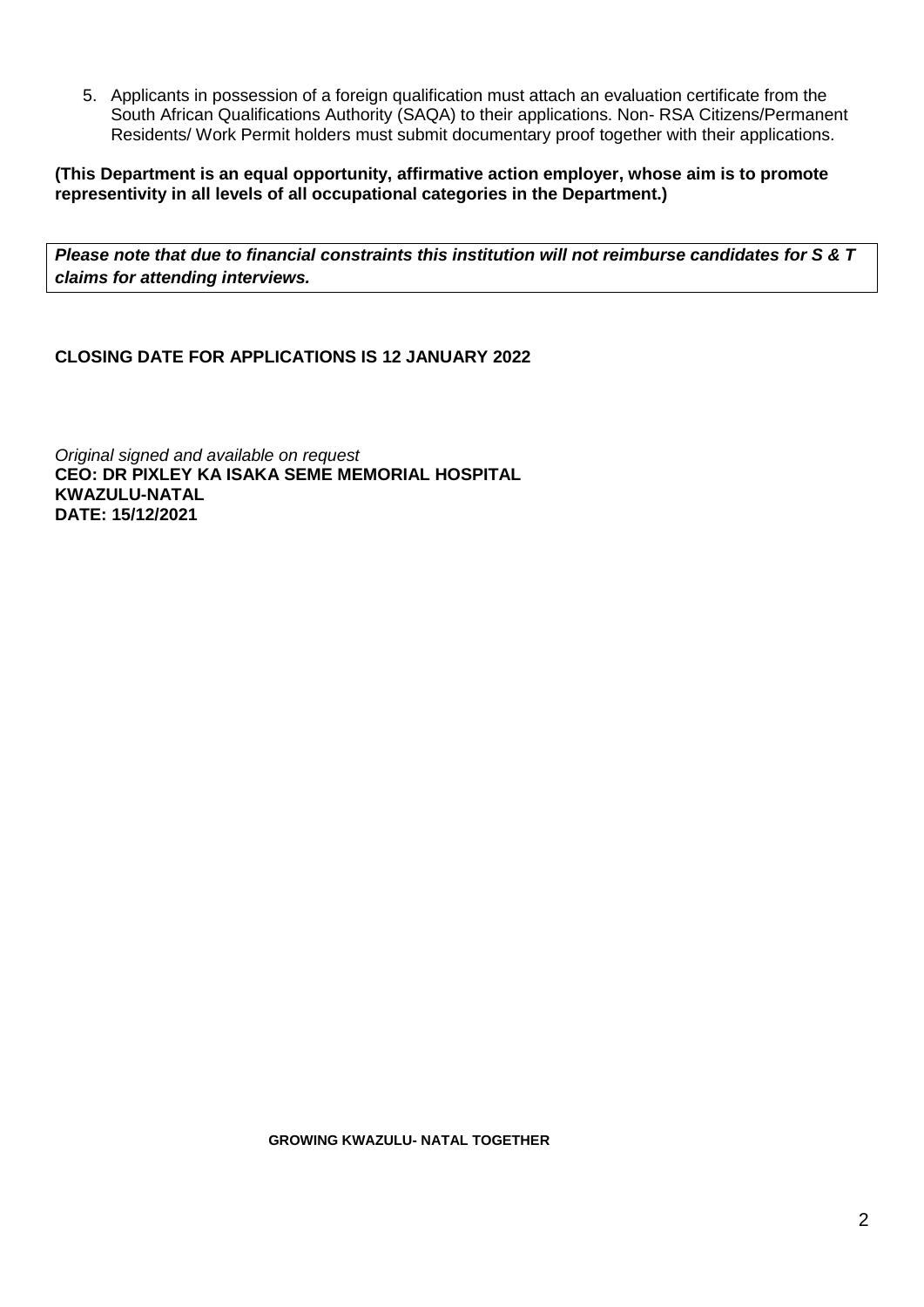5. Applicants in possession of a foreign qualification must attach an evaluation certificate from the South African Qualifications Authority (SAQA) to their applications. Non- RSA Citizens/Permanent Residents/ Work Permit holders must submit documentary proof together with their applications.

**(This Department is an equal opportunity, affirmative action employer, whose aim is to promote representivity in all levels of all occupational categories in the Department.)**

***Please note that due to financial constraints this institution will not reimburse candidates for S & T claims for attending interviews.***

**CLOSING DATE FOR APPLICATIONS IS 12 JANUARY 2022**

*Original signed and available on request*
**CEO: DR PIXLEY KA ISAKA SEME MEMORIAL HOSPITAL**
**KWAZULU-NATAL**
**DATE: 15/12/2021**

**GROWING KWAZULU- NATAL TOGETHER**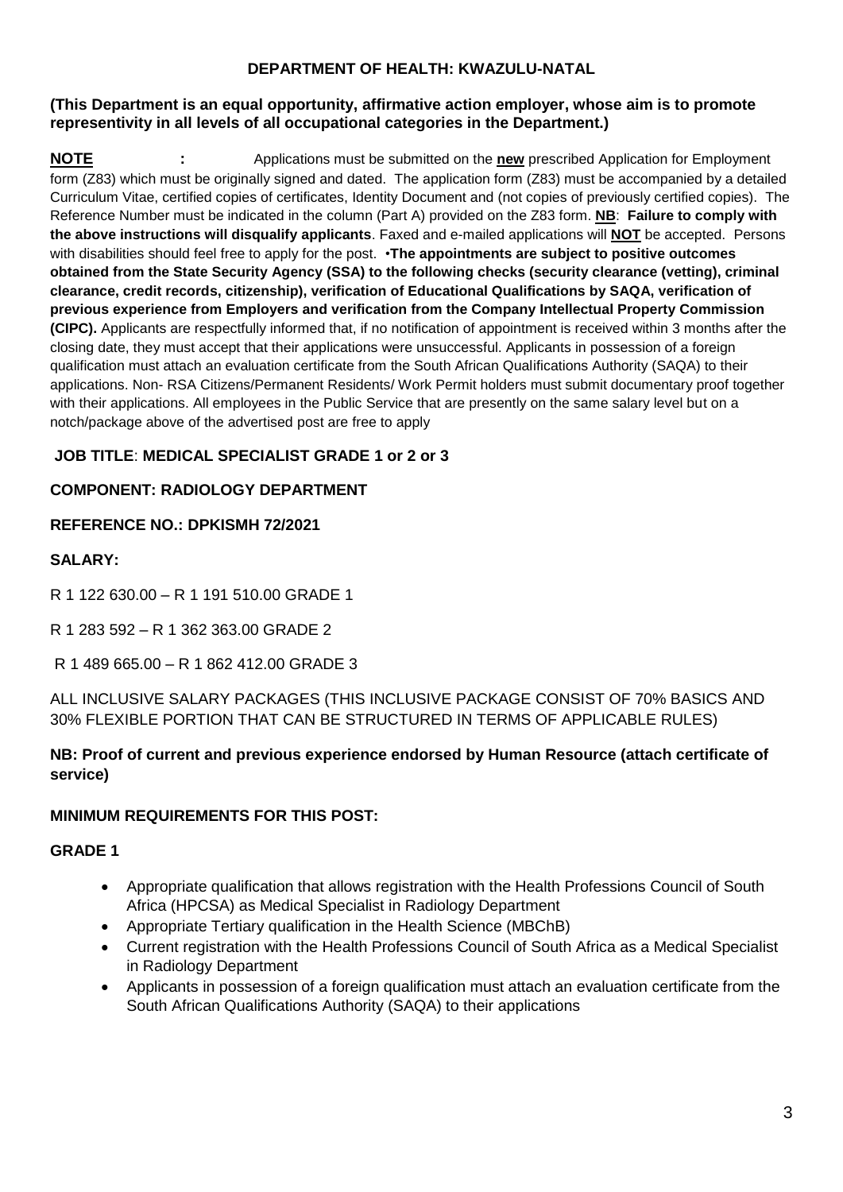**DEPARTMENT OF HEALTH: KWAZULU-NATAL**

**(This Department is an equal opportunity, affirmative action employer, whose aim is to promote representivity in all levels of all occupational categories in the Department.)**

**NOTE :** Applications must be submitted on the **new** prescribed Application for Employment form (Z83) which must be originally signed and dated. The application form (Z83) must be accompanied by a detailed Curriculum Vitae, certified copies of certificates, Identity Document and (not copies of previously certified copies). The Reference Number must be indicated in the column (Part A) provided on the Z83 form. **NB**: **Failure to comply with the above instructions will disqualify applicants**. Faxed and e-mailed applications will **NOT** be accepted. Persons with disabilities should feel free to apply for the post. •**The appointments are subject to positive outcomes obtained from the State Security Agency (SSA) to the following checks (security clearance (vetting), criminal clearance, credit records, citizenship), verification of Educational Qualifications by SAQA, verification of previous experience from Employers and verification from the Company Intellectual Property Commission (CIPC).** Applicants are respectfully informed that, if no notification of appointment is received within 3 months after the closing date, they must accept that their applications were unsuccessful. Applicants in possession of a foreign qualification must attach an evaluation certificate from the South African Qualifications Authority (SAQA) to their applications. Non- RSA Citizens/Permanent Residents/ Work Permit holders must submit documentary proof together with their applications. All employees in the Public Service that are presently on the same salary level but on a notch/package above of the advertised post are free to apply

**JOB TITLE**: **MEDICAL SPECIALIST GRADE 1 or 2 or 3**

**COMPONENT: RADIOLOGY DEPARTMENT**

**REFERENCE NO.: DPKISMH 72/2021**

**SALARY:**

R 1 122 630.00 – R 1 191 510.00 GRADE 1

R 1 283 592 – R 1 362 363.00 GRADE 2

R 1 489 665.00 – R 1 862 412.00 GRADE 3

ALL INCLUSIVE SALARY PACKAGES (THIS INCLUSIVE PACKAGE CONSIST OF 70% BASICS AND 30% FLEXIBLE PORTION THAT CAN BE STRUCTURED IN TERMS OF APPLICABLE RULES)

**NB: Proof of current and previous experience endorsed by Human Resource (attach certificate of service)**

**MINIMUM REQUIREMENTS FOR THIS POST:**

**GRADE 1**

- Appropriate qualification that allows registration with the Health Professions Council of South Africa (HPCSA) as Medical Specialist in Radiology Department
- Appropriate Tertiary qualification in the Health Science (MBChB)
- Current registration with the Health Professions Council of South Africa as a Medical Specialist in Radiology Department
- Applicants in possession of a foreign qualification must attach an evaluation certificate from the South African Qualifications Authority (SAQA) to their applications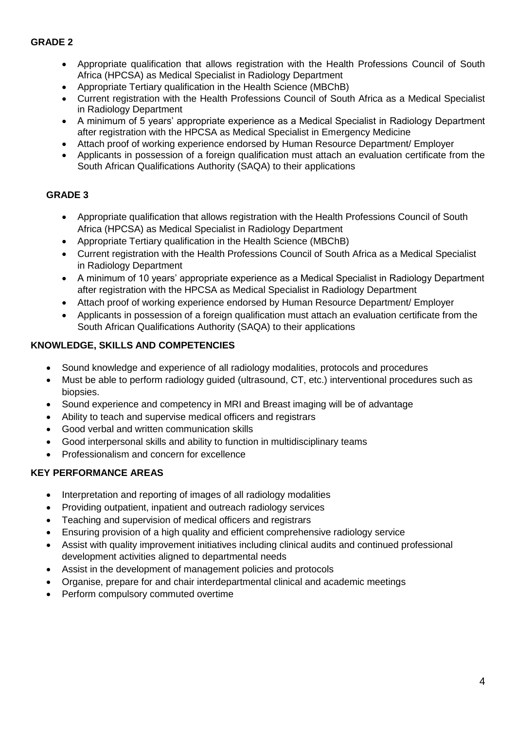**GRADE 2**

- Appropriate qualification that allows registration with the Health Professions Council of South Africa (HPCSA) as Medical Specialist in Radiology Department
- Appropriate Tertiary qualification in the Health Science (MBChB)
- Current registration with the Health Professions Council of South Africa as a Medical Specialist in Radiology Department
- A minimum of 5 years' appropriate experience as a Medical Specialist in Radiology Department after registration with the HPCSA as Medical Specialist in Emergency Medicine
- Attach proof of working experience endorsed by Human Resource Department/ Employer
- Applicants in possession of a foreign qualification must attach an evaluation certificate from the South African Qualifications Authority (SAQA) to their applications

**GRADE 3**

- Appropriate qualification that allows registration with the Health Professions Council of South Africa (HPCSA) as Medical Specialist in Radiology Department
- Appropriate Tertiary qualification in the Health Science (MBChB)
- Current registration with the Health Professions Council of South Africa as a Medical Specialist in Radiology Department
- A minimum of 10 years' appropriate experience as a Medical Specialist in Radiology Department after registration with the HPCSA as Medical Specialist in Radiology Department
- Attach proof of working experience endorsed by Human Resource Department/ Employer
- Applicants in possession of a foreign qualification must attach an evaluation certificate from the South African Qualifications Authority (SAQA) to their applications

**KNOWLEDGE, SKILLS AND COMPETENCIES**

- Sound knowledge and experience of all radiology modalities, protocols and procedures
- Must be able to perform radiology guided (ultrasound, CT, etc.) interventional procedures such as biopsies.
- Sound experience and competency in MRI and Breast imaging will be of advantage
- Ability to teach and supervise medical officers and registrars
- Good verbal and written communication skills
- Good interpersonal skills and ability to function in multidisciplinary teams
- Professionalism and concern for excellence

**KEY PERFORMANCE AREAS**

- Interpretation and reporting of images of all radiology modalities
- Providing outpatient, inpatient and outreach radiology services
- Teaching and supervision of medical officers and registrars
- Ensuring provision of a high quality and efficient comprehensive radiology service
- Assist with quality improvement initiatives including clinical audits and continued professional development activities aligned to departmental needs
- Assist in the development of management policies and protocols
- Organise, prepare for and chair interdepartmental clinical and academic meetings
- Perform compulsory commuted overtime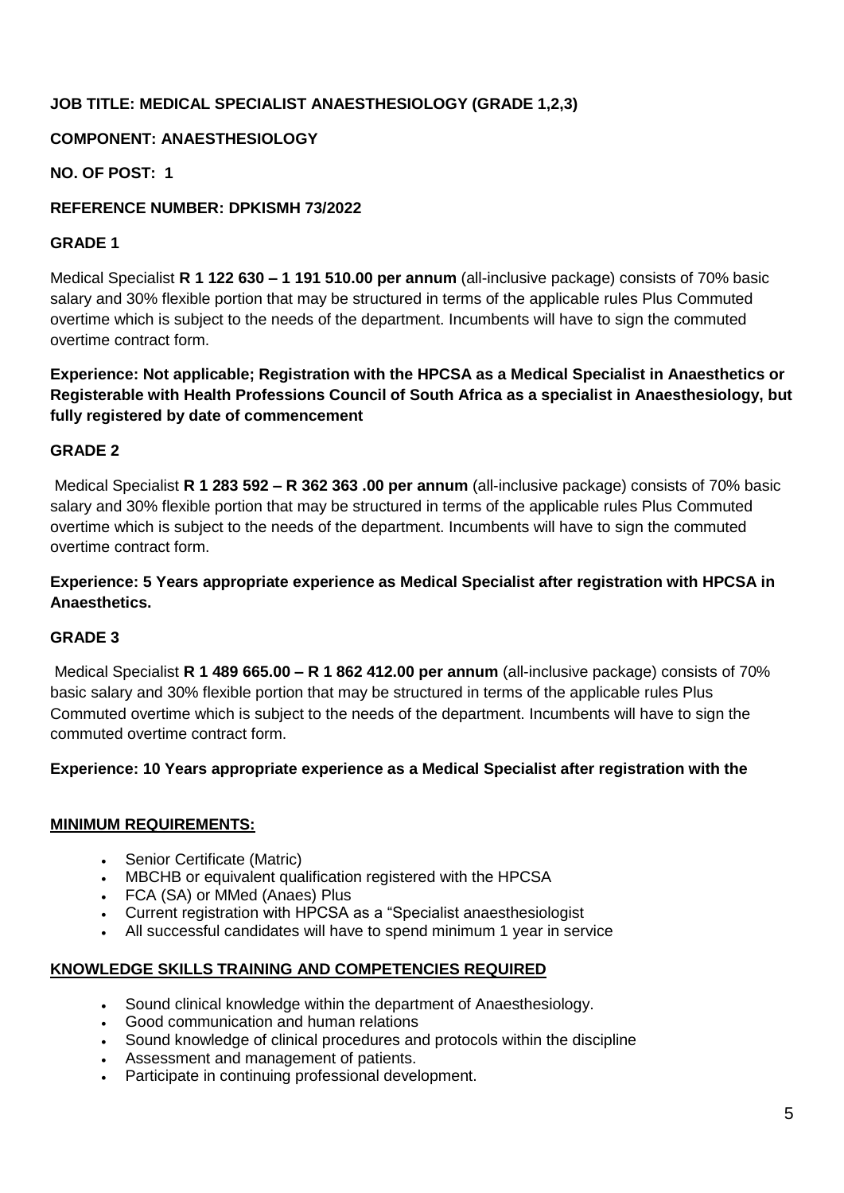**JOB TITLE: MEDICAL SPECIALIST ANAESTHESIOLOGY (GRADE 1,2,3)**

**COMPONENT: ANAESTHESIOLOGY**

**NO. OF POST: 1**

**REFERENCE NUMBER: DPKISMH 73/2022**

**GRADE 1**

Medical Specialist **R 1 122 630 – 1 191 510.00 per annum** (all-inclusive package) consists of 70% basic salary and 30% flexible portion that may be structured in terms of the applicable rules Plus Commuted overtime which is subject to the needs of the department. Incumbents will have to sign the commuted overtime contract form.

**Experience: Not applicable; Registration with the HPCSA as a Medical Specialist in Anaesthetics or Registerable with Health Professions Council of South Africa as a specialist in Anaesthesiology, but fully registered by date of commencement**

**GRADE 2**

Medical Specialist **R 1 283 592 – R 362 363 .00 per annum** (all-inclusive package) consists of 70% basic salary and 30% flexible portion that may be structured in terms of the applicable rules Plus Commuted overtime which is subject to the needs of the department. Incumbents will have to sign the commuted overtime contract form.

**Experience: 5 Years appropriate experience as Medical Specialist after registration with HPCSA in Anaesthetics.**

**GRADE 3**

Medical Specialist **R 1 489 665.00 – R 1 862 412.00 per annum** (all-inclusive package) consists of 70% basic salary and 30% flexible portion that may be structured in terms of the applicable rules Plus Commuted overtime which is subject to the needs of the department. Incumbents will have to sign the commuted overtime contract form.

**Experience: 10 Years appropriate experience as a Medical Specialist after registration with the**

**MINIMUM REQUIREMENTS:**

- Senior Certificate (Matric)
- MBCHB or equivalent qualification registered with the HPCSA
- FCA (SA) or MMed (Anaes) Plus
- Current registration with HPCSA as a "Specialist anaesthesiologist
- All successful candidates will have to spend minimum 1 year in service

**KNOWLEDGE SKILLS TRAINING AND COMPETENCIES REQUIRED**

- Sound clinical knowledge within the department of Anaesthesiology.
- Good communication and human relations
- Sound knowledge of clinical procedures and protocols within the discipline
- Assessment and management of patients.
- Participate in continuing professional development.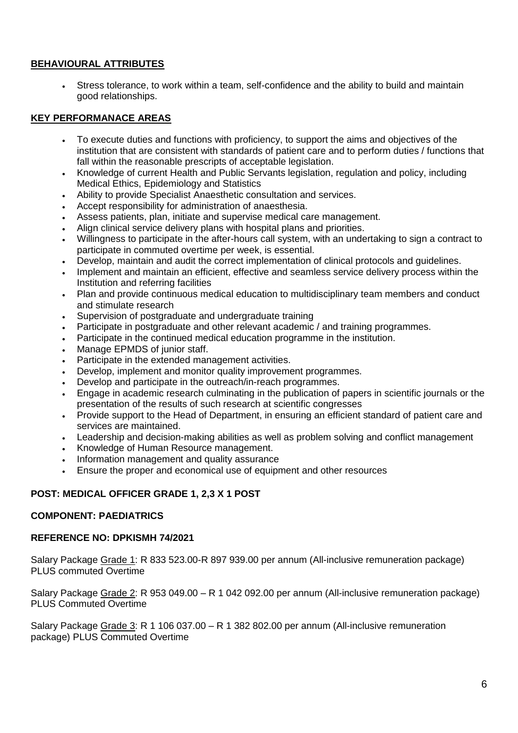**BEHAVIOURAL ATTRIBUTES**

- Stress tolerance, to work within a team, self-confidence and the ability to build and maintain good relationships.

**KEY PERFORMANACE AREAS**

- To execute duties and functions with proficiency, to support the aims and objectives of the institution that are consistent with standards of patient care and to perform duties / functions that fall within the reasonable prescripts of acceptable legislation.
- Knowledge of current Health and Public Servants legislation, regulation and policy, including Medical Ethics, Epidemiology and Statistics
- Ability to provide Specialist Anaesthetic consultation and services.
- Accept responsibility for administration of anaesthesia.
- Assess patients, plan, initiate and supervise medical care management.
- Align clinical service delivery plans with hospital plans and priorities.
- Willingness to participate in the after-hours call system, with an undertaking to sign a contract to participate in commuted overtime per week, is essential.
- Develop, maintain and audit the correct implementation of clinical protocols and guidelines.
- Implement and maintain an efficient, effective and seamless service delivery process within the Institution and referring facilities
- Plan and provide continuous medical education to multidisciplinary team members and conduct and stimulate research
- Supervision of postgraduate and undergraduate training
- Participate in postgraduate and other relevant academic / and training programmes.
- Participate in the continued medical education programme in the institution.
- Manage EPMDS of junior staff.
- Participate in the extended management activities.
- Develop, implement and monitor quality improvement programmes.
- Develop and participate in the outreach/in-reach programmes.
- Engage in academic research culminating in the publication of papers in scientific journals or the presentation of the results of such research at scientific congresses
- Provide support to the Head of Department, in ensuring an efficient standard of patient care and services are maintained.
- Leadership and decision-making abilities as well as problem solving and conflict management
- Knowledge of Human Resource management.
- Information management and quality assurance
- Ensure the proper and economical use of equipment and other resources

**POST: MEDICAL OFFICER GRADE 1, 2,3 X 1 POST**

**COMPONENT: PAEDIATRICS**

**REFERENCE NO: DPKISMH 74/2021**

Salary Package Grade 1: R 833 523.00-R 897 939.00 per annum (All-inclusive remuneration package) PLUS commuted Overtime

Salary Package Grade 2: R 953 049.00 – R 1 042 092.00 per annum (All-inclusive remuneration package) PLUS Commuted Overtime

Salary Package Grade 3: R 1 106 037.00 – R 1 382 802.00 per annum (All-inclusive remuneration package) PLUS Commuted Overtime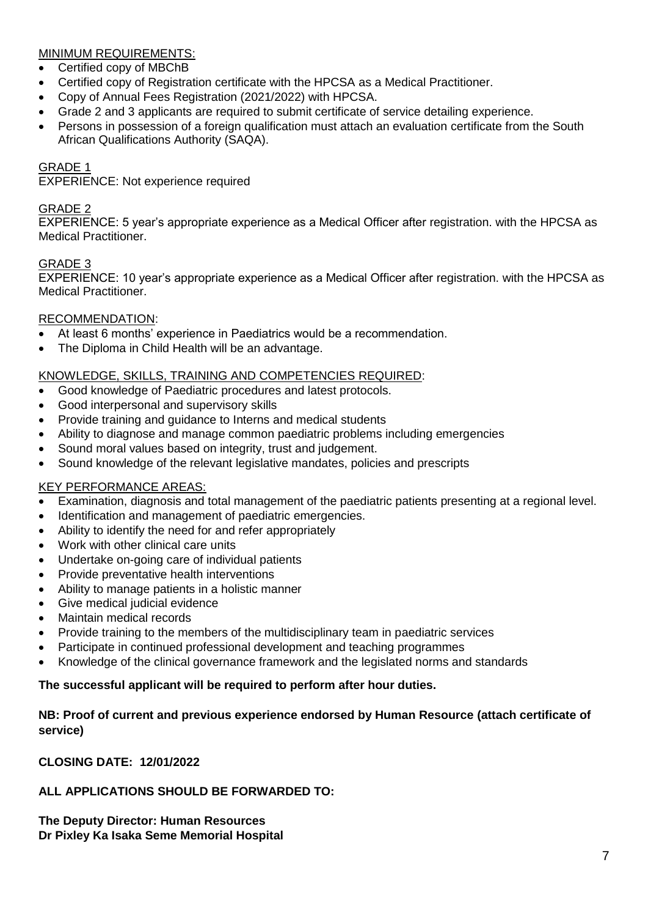MINIMUM REQUIREMENTS:

- Certified copy of MBChB
- Certified copy of Registration certificate with the HPCSA as a Medical Practitioner.
- Copy of Annual Fees Registration (2021/2022) with HPCSA.
- Grade 2 and 3 applicants are required to submit certificate of service detailing experience.
- Persons in possession of a foreign qualification must attach an evaluation certificate from the South African Qualifications Authority (SAQA).

GRADE 1

EXPERIENCE: Not experience required

GRADE 2

EXPERIENCE: 5 year's appropriate experience as a Medical Officer after registration. with the HPCSA as Medical Practitioner.

GRADE 3

EXPERIENCE: 10 year's appropriate experience as a Medical Officer after registration. with the HPCSA as Medical Practitioner.

RECOMMENDATION:

- At least 6 months' experience in Paediatrics would be a recommendation.
- The Diploma in Child Health will be an advantage.

KNOWLEDGE, SKILLS, TRAINING AND COMPETENCIES REQUIRED:

- Good knowledge of Paediatric procedures and latest protocols.
- Good interpersonal and supervisory skills
- Provide training and guidance to Interns and medical students
- Ability to diagnose and manage common paediatric problems including emergencies
- Sound moral values based on integrity, trust and judgement.
- Sound knowledge of the relevant legislative mandates, policies and prescripts

KEY PERFORMANCE AREAS:

- Examination, diagnosis and total management of the paediatric patients presenting at a regional level.
- Identification and management of paediatric emergencies.
- Ability to identify the need for and refer appropriately
- Work with other clinical care units
- Undertake on-going care of individual patients
- Provide preventative health interventions
- Ability to manage patients in a holistic manner
- Give medical judicial evidence
- Maintain medical records
- Provide training to the members of the multidisciplinary team in paediatric services
- Participate in continued professional development and teaching programmes
- Knowledge of the clinical governance framework and the legislated norms and standards

**The successful applicant will be required to perform after hour duties.**

**NB: Proof of current and previous experience endorsed by Human Resource (attach certificate of service)**

**CLOSING DATE: 12/01/2022**

**ALL APPLICATIONS SHOULD BE FORWARDED TO:**

**The Deputy Director: Human Resources**
**Dr Pixley Ka Isaka Seme Memorial Hospital**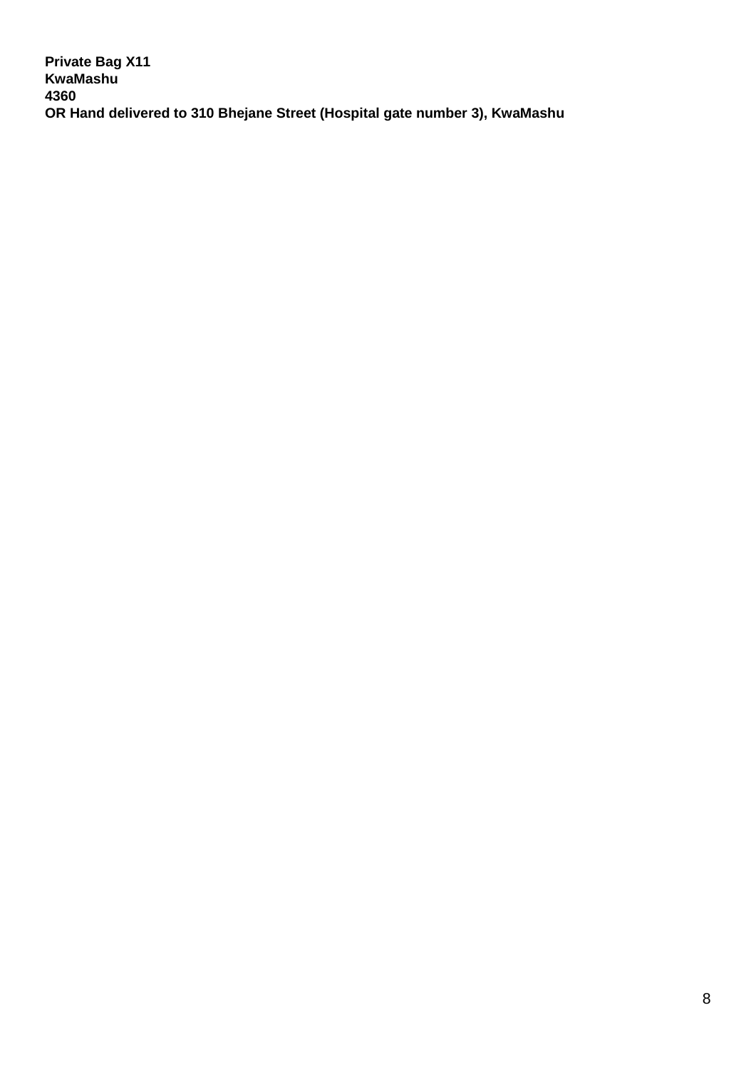**Private Bag X11**
**KwaMashu**
**4360**
**OR Hand delivered to 310 Bhejane Street (Hospital gate number 3), KwaMashu**